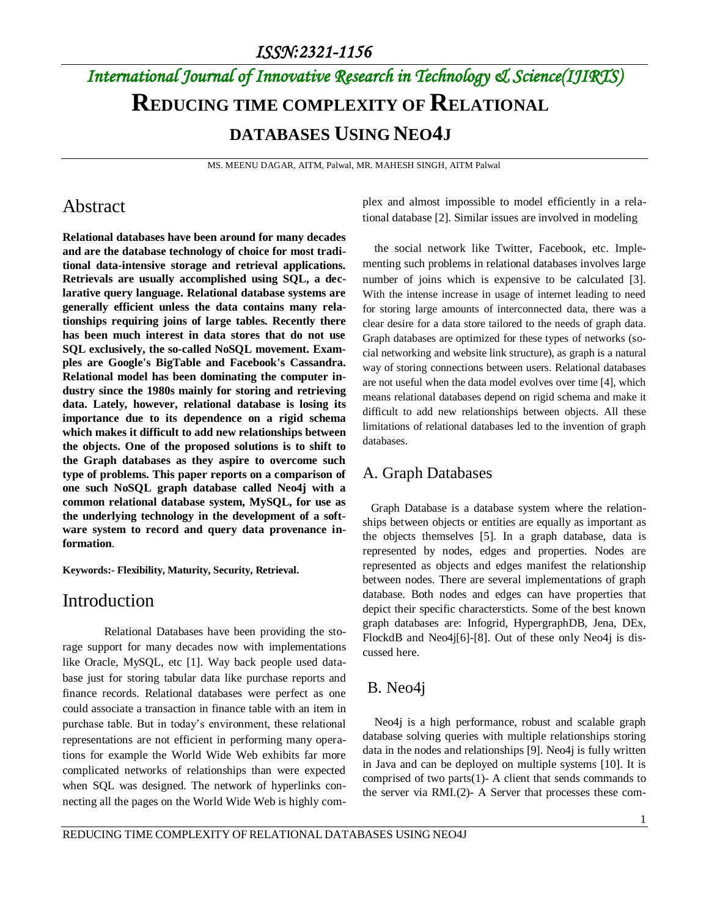# REDUCING TIME COMPLEXITY OF RELATIONAL DATABASES USING NEO4J

MS. MEENU DAGAR, AITM, Palwal, MR. MAHESH SINGH, AITM Palwal

## Abstract

**Relational databases have been around for many decades and are the database technology of choice for most traditional data-intensive storage and retrieval applications. Retrievals are usually accomplished using SQL, a declarative query language. Relational database systems are generally efficient unless the data contains many relationships requiring joins of large tables. Recently there has been much interest in data stores that do not use SQL exclusively, the so-called NoSQL movement. Examples are Google's BigTable and Facebook's Cassandra. Relational model has been dominating the computer industry since the 1980s mainly for storing and retrieving data. Lately, however, relational database is losing its importance due to its dependence on a rigid schema which makes it difficult to add new relationships between the objects. One of the proposed solutions is to shift to the Graph databases as they aspire to overcome such type of problems. This paper reports on a comparison of one such NoSQL graph database called Neo4j with a common relational database system, MySQL, for use as the underlying technology in the development of a software system to record and query data provenance information**.

**Keywords:- Flexibility, Maturity, Security, Retrieval.**

## Introduction

Relational Databases have been providing the storage support for many decades now with implementations like Oracle, MySQL, etc [1]. Way back people used database just for storing tabular data like purchase reports and finance records. Relational databases were perfect as one could associate a transaction in finance table with an item in purchase table. But in today's environment, these relational representations are not efficient in performing many operations for example the World Wide Web exhibits far more complicated networks of relationships than were expected when SQL was designed. The network of hyperlinks connecting all the pages on the World Wide Web is highly complex and almost impossible to model efficiently in a relational database [2]. Similar issues are involved in modeling the social network like Twitter, Facebook, etc. Implementing such problems in relational databases involves large number of joins which is expensive to be calculated [3]. With the intense increase in usage of internet leading to need for storing large amounts of interconnected data, there was a clear desire for a data store tailored to the needs of graph data. Graph databases are optimized for these types of networks (social networking and website link structure), as graph is a natural way of storing connections between users. Relational databases are not useful when the data model evolves over time [4], which means relational databases depend on rigid schema and make it difficult to add new relationships between objects. All these limitations of relational databases led to the invention of graph databases.

### A. Graph Databases

Graph Database is a database system where the relationships between objects or entities are equally as important as the objects themselves [5]. In a graph database, data is represented by nodes, edges and properties. Nodes are represented as objects and edges manifest the relationship between nodes. There are several implementations of graph database. Both nodes and edges can have properties that depict their specific charactersticts. Some of the best known graph databases are: Infogrid, HypergraphDB, Jena, DEx, FlockdB and Neo4j[6]-[8]. Out of these only Neo4j is discussed here.

### B. Neo4j

Neo4j is a high performance, robust and scalable graph database solving queries with multiple relationships storing data in the nodes and relationships [9]. Neo4j is fully written in Java and can be deployed on multiple systems [10]. It is comprised of two parts(1)- A client that sends commands to the server via RMI.(2)- A Server that processes these com-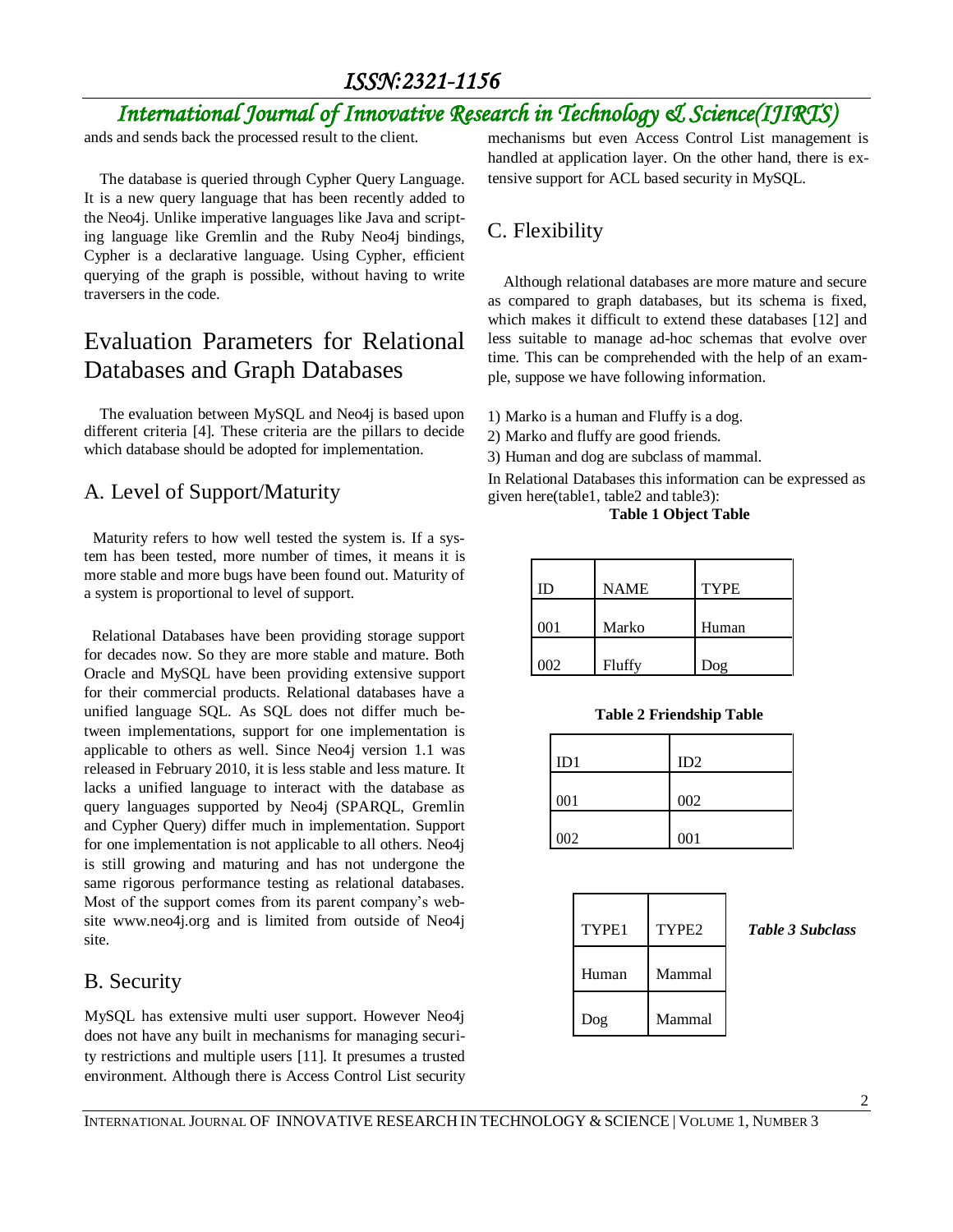ands and sends back the processed result to the client.

The database is queried through Cypher Query Language. It is a new query language that has been recently added to the Neo4j. Unlike imperative languages like Java and scripting language like Gremlin and the Ruby Neo4j bindings, Cypher is a declarative language. Using Cypher, efficient querying of the graph is possible, without having to write traversers in the code.

# Evaluation Parameters for Relational Databases and Graph Databases

The evaluation between MySQL and Neo4j is based upon different criteria [4]. These criteria are the pillars to decide which database should be adopted for implementation.

## A. Level of Support/Maturity

Maturity refers to how well tested the system is. If a system has been tested, more number of times, it means it is more stable and more bugs have been found out. Maturity of a system is proportional to level of support.

Relational Databases have been providing storage support for decades now. So they are more stable and mature. Both Oracle and MySQL have been providing extensive support for their commercial products. Relational databases have a unified language SQL. As SQL does not differ much between implementations, support for one implementation is applicable to others as well. Since Neo4j version 1.1 was released in February 2010, it is less stable and less mature. It lacks a unified language to interact with the database as query languages supported by Neo4j (SPARQL, Gremlin and Cypher Query) differ much in implementation. Support for one implementation is not applicable to all others. Neo4j is still growing and maturing and has not undergone the same rigorous performance testing as relational databases. Most of the support comes from its parent company's website www.neo4j.org and is limited from outside of Neo4j site.

## B. Security

MySQL has extensive multi user support. However Neo4j does not have any built in mechanisms for managing security restrictions and multiple users [11]. It presumes a trusted environment. Although there is Access Control List security mechanisms but even Access Control List management is handled at application layer. On the other hand, there is extensive support for ACL based security in MySQL.

## C. Flexibility

Although relational databases are more mature and secure as compared to graph databases, but its schema is fixed, which makes it difficult to extend these databases [12] and less suitable to manage ad-hoc schemas that evolve over time. This can be comprehended with the help of an example, suppose we have following information.

1) Marko is a human and Fluffy is a dog.
2) Marko and fluffy are good friends.
3) Human and dog are subclass of mammal.

In Relational Databases this information can be expressed as given here(table1, table2 and table3):

**Table 1 Object Table**

| ID | NAME | TYPE |
|---|---|---|
| 001 | Marko | Human |
| 002 | Fluffy | Dog |

**Table 2 Friendship Table**

| ID1 | ID2 |
|---|---|
| 001 | 002 |
| 002 | 001 |

| TYPE1 | TYPE2 |
|---|---|
| Human | Mammal |
| Dog | Mammal |

***Table 3 Subclass***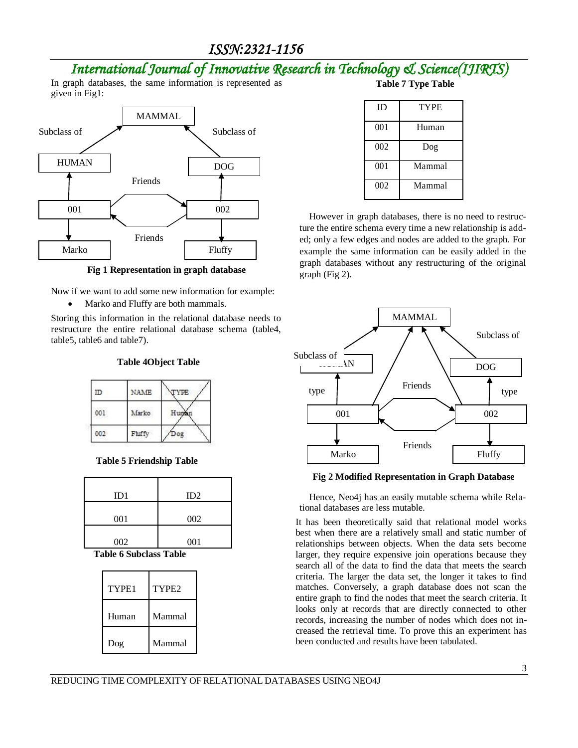In graph databases, the same information is represented as given in Fig1:

Fig 1 Representation in graph database

Now if we want to add some new information for example:

- Marko and Fluffy are both mammals.

Storing this information in the relational database needs to restructure the entire relational database schema (table4, table5, table6 and table7).

**Table 4Object Table**

| ID | NAME | TYPE |
|---|---|---|
| 001 | Marko | Human |
| 002 | Fluffy | Dog |

**Table 5 Friendship Table**

| ID1 | ID2 |
|---|---|
| 001 | 002 |
| 002 | 001 |

**Table 6 Subclass Table**

| TYPE1 | TYPE2 |
|---|---|
| Human | Mammal |
| Dog | Mammal |

**Table 7 Type Table**

| ID | TYPE |
|---|---|
| 001 | Human |
| 002 | Dog |
| 001 | Mammal |
| 002 | Mammal |

However in graph databases, there is no need to restructure the entire schema every time a new relationship is added; only a few edges and nodes are added to the graph. For example the same information can be easily added in the graph databases without any restructuring of the original graph (Fig 2).

Fig 2 Modified Representation in Graph Database

Hence, Neo4j has an easily mutable schema while Relational databases are less mutable.

It has been theoretically said that relational model works best when there are a relatively small and static number of relationships between objects. When the data sets become larger, they require expensive join operations because they search all of the data to find the data that meets the search criteria. The larger the data set, the longer it takes to find matches. Conversely, a graph database does not scan the entire graph to find the nodes that meet the search criteria. It looks only at records that are directly connected to other records, increasing the number of nodes which does not increased the retrieval time. To prove this an experiment has been conducted and results have been tabulated.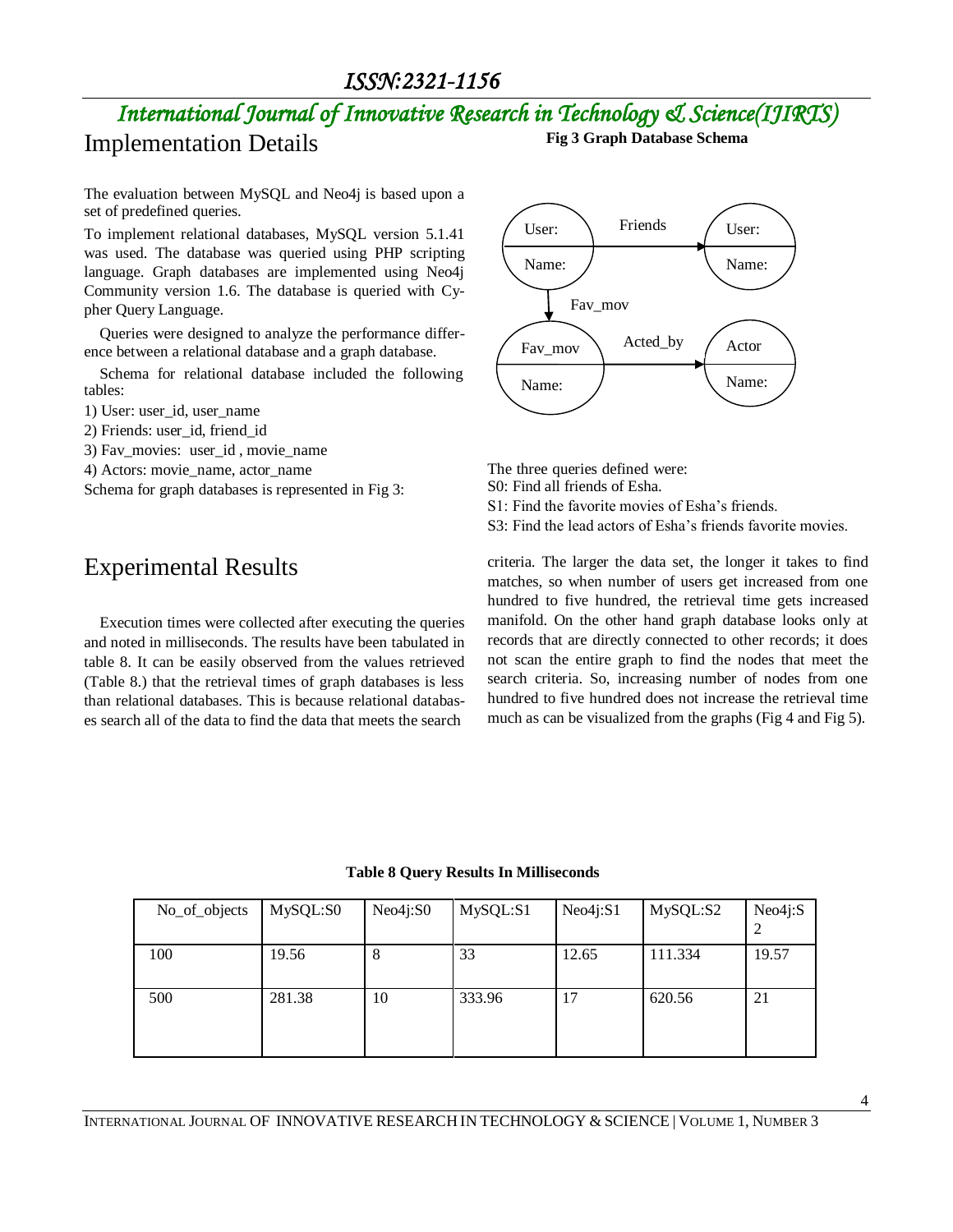## Implementation Details

The evaluation between MySQL and Neo4j is based upon a set of predefined queries.

To implement relational databases, MySQL version 5.1.41 was used. The database was queried using PHP scripting language. Graph databases are implemented using Neo4j Community version 1.6. The database is queried with Cypher Query Language.

Queries were designed to analyze the performance difference between a relational database and a graph database.

Schema for relational database included the following tables:

1) User: user_id, user_name
2) Friends: user_id, friend_id
3) Fav_movies: user_id , movie_name
4) Actors: movie_name, actor_name

Schema for graph databases is represented in Fig 3:

**Fig 3 Graph Database Schema**

The three queries defined were:

S0: Find all friends of Esha.
S1: Find the favorite movies of Esha's friends.
S3: Find the lead actors of Esha's friends favorite movies.

## Experimental Results

Execution times were collected after executing the queries and noted in milliseconds. The results have been tabulated in table 8. It can be easily observed from the values retrieved (Table 8.) that the retrieval times of graph databases is less than relational databases. This is because relational databases search all of the data to find the data that meets the search criteria. The larger the data set, the longer it takes to find matches, so when number of users get increased from one hundred to five hundred, the retrieval time gets increased manifold. On the other hand graph database looks only at records that are directly connected to other records; it does not scan the entire graph to find the nodes that meet the search criteria. So, increasing number of nodes from one hundred to five hundred does not increase the retrieval time much as can be visualized from the graphs (Fig 4 and Fig 5).

**Table 8 Query Results In Milliseconds**

| No_of_objects | MySQL:S0 | Neo4j:S0 | MySQL:S1 | Neo4j:S1 | MySQL:S2 | Neo4j:S2 |
|---|---|---|---|---|---|---|
| 100 | 19.56 | 8 | 33 | 12.65 | 111.334 | 19.57 |
| 500 | 281.38 | 10 | 333.96 | 17 | 620.56 | 21 |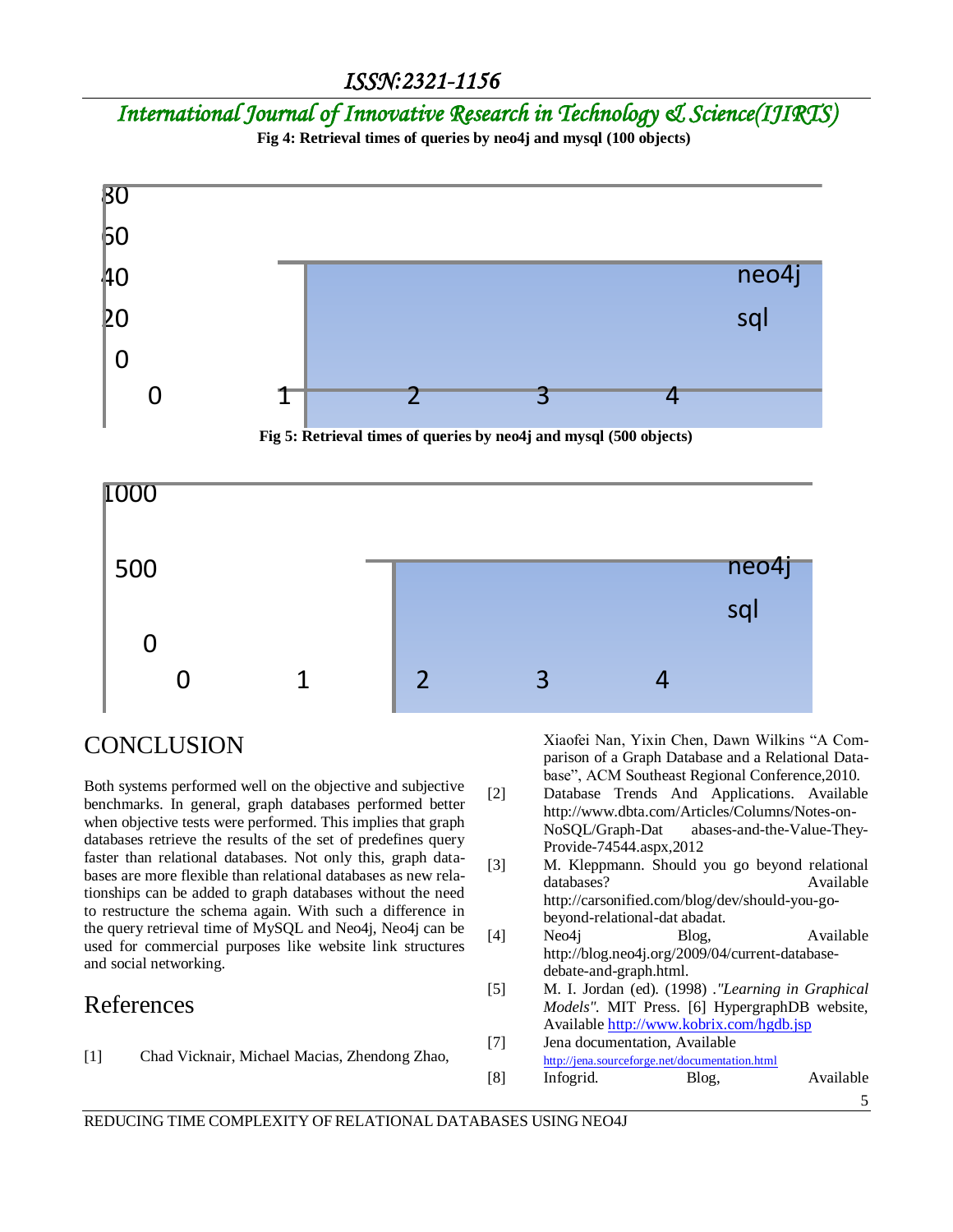Fig 4: Retrieval times of queries by neo4j and mysql (100 objects)

80
60
40
20
0

0 1 2 3 4

neo4j
sql

**Fig 5: Retrieval times of queries by neo4j and mysql (500 objects)**

1000
500
0

0 1 2 3 4

neo4j
sql

# CONCLUSION

Both systems performed well on the objective and subjective benchmarks. In general, graph databases performed better when objective tests were performed. This implies that graph databases retrieve the results of the set of predefines query faster than relational databases. Not only this, graph databases are more flexible than relational databases as new relationships can be added to graph databases without the need to restructure the schema again. With such a difference in the query retrieval time of MySQL and Neo4j, Neo4j can be used for commercial purposes like website link structures and social networking.

# References

[1] Chad Vicknair, Michael Macias, Zhendong Zhao, Xiaofei Nan, Yixin Chen, Dawn Wilkins "A Comparison of a Graph Database and a Relational Database", ACM Southeast Regional Conference,2010.

[2] Database Trends And Applications. Available http://www.dbta.com/Articles/Columns/Notes-on-NoSQL/Graph-Dat abases-and-the-Value-They-Provide-74544.aspx,2012

[3] M. Kleppmann. Should you go beyond relational databases? Available http://carsonified.com/blog/dev/should-you-go-beyond-relational-dat abadat.

[4] Neo4j Blog, Available http://blog.neo4j.org/2009/04/current-database-debate-and-graph.html.

[5] M. I. Jordan (ed). (1998) .*"Learning in Graphical Models"*. MIT Press. [6] HypergraphDB website, Available http://www.kobrix.com/hgdb.jsp

[7] Jena documentation, Available http://jena.sourceforge.net/documentation.html

[8] Infogrid. Blog, Available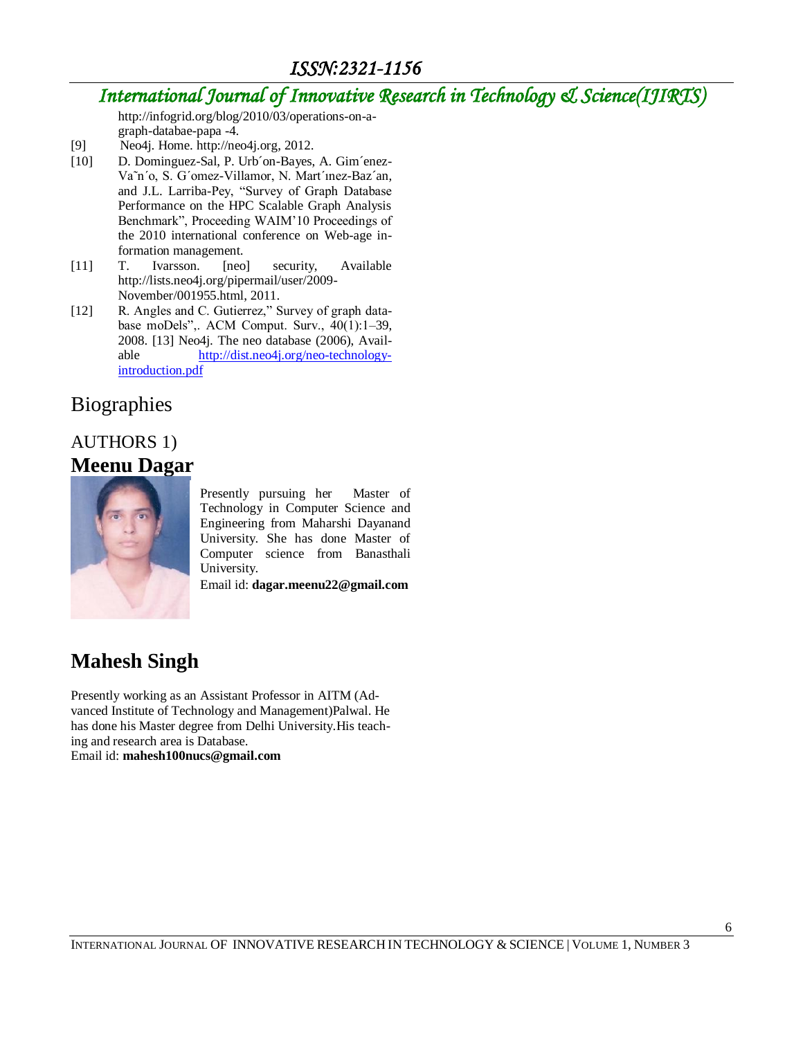http://infogrid.org/blog/2010/03/operations-on-a-graph-databae-papa -4.

[9] Neo4j. Home. http://neo4j.org, 2012.

[10] D. Dominguez-Sal, P. Urb´on-Bayes, A. Gim´enez-Va˜n´o, S. G´omez-Villamor, N. Mart´ınez-Baz´an, and J.L. Larriba-Pey, "Survey of Graph Database Performance on the HPC Scalable Graph Analysis Benchmark", Proceeding WAIM'10 Proceedings of the 2010 international conference on Web-age information management.

[11] T. Ivarsson. [neo] security, Available http://lists.neo4j.org/pipermail/user/2009-November/001955.html, 2011.

[12] R. Angles and C. Gutierrez," Survey of graph database moDels",. ACM Comput. Surv., 40(1):1–39, 2008. [13] Neo4j. The neo database (2006), Available http://dist.neo4j.org/neo-technology-introduction.pdf

# Biographies

## AUTHORS 1)

## Meenu Dagar

Presently pursuing her Master of Technology in Computer Science and Engineering from Maharshi Dayanand University. She has done Master of Computer science from Banasthali University.

Email id: **dagar.meenu22@gmail.com**

## Mahesh Singh

Presently working as an Assistant Professor in AITM (Advanced Institute of Technology and Management)Palwal. He has done his Master degree from Delhi University.His teaching and research area is Database.

Email id: **mahesh100nucs@gmail.com**